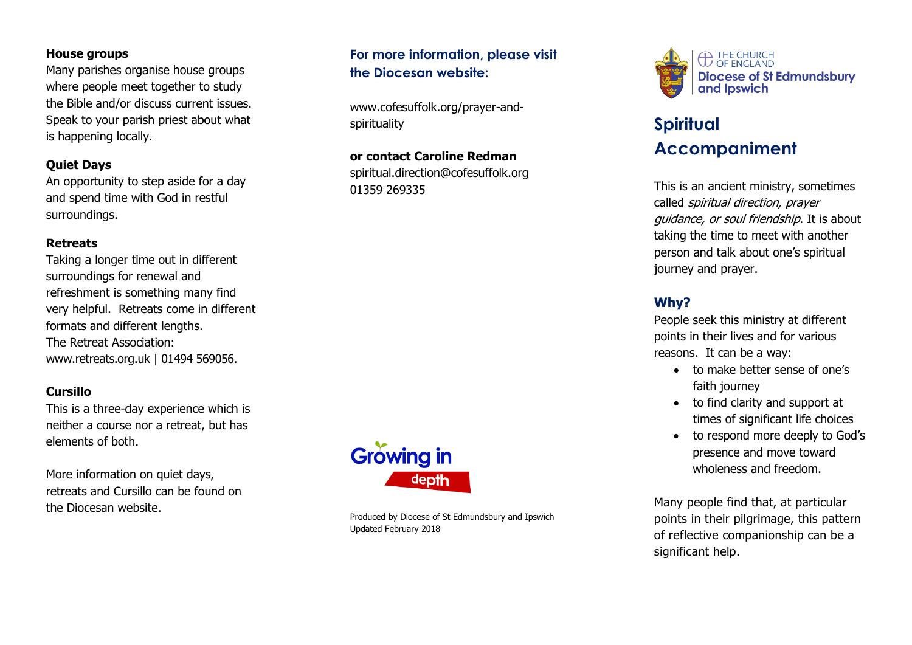### House groups

Many parishes organise house groups where people meet together to study the Bible and/or discuss current issues. Speak to your parish priest about what is happening locally.

### Quiet Days

An opportunity to step aside for a day and spend time with God in restful surroundings.

### Retreats

Taking a longer time out in different surroundings for renewal and refreshment is something many find very helpful. Retreats come in different formats and different lengths.
The Retreat Association:
www.retreats.org.uk | 01494 569056.

### Cursillo

This is a three-day experience which is neither a course nor a retreat, but has elements of both.

More information on quiet days, retreats and Cursillo can be found on the Diocesan website.

**For more information, please visit the Diocesan website:**

www.cofesuffolk.org/prayer-and-spirituality

**or contact Caroline Redman**
spiritual.direction@cofesuffolk.org
01359 269335

Growing in depth

Produced by Diocese of St Edmundsbury and Ipswich
Updated February 2018

THE CHURCH OF ENGLAND
Diocese of St Edmundsbury and Ipswich

# Spiritual Accompaniment

This is an ancient ministry, sometimes called *spiritual direction, prayer guidance, or soul friendship*. It is about taking the time to meet with another person and talk about one's spiritual journey and prayer.

## Why?

People seek this ministry at different points in their lives and for various reasons. It can be a way:

- to make better sense of one's faith journey
- to find clarity and support at times of significant life choices
- to respond more deeply to God's presence and move toward wholeness and freedom.

Many people find that, at particular points in their pilgrimage, this pattern of reflective companionship can be a significant help.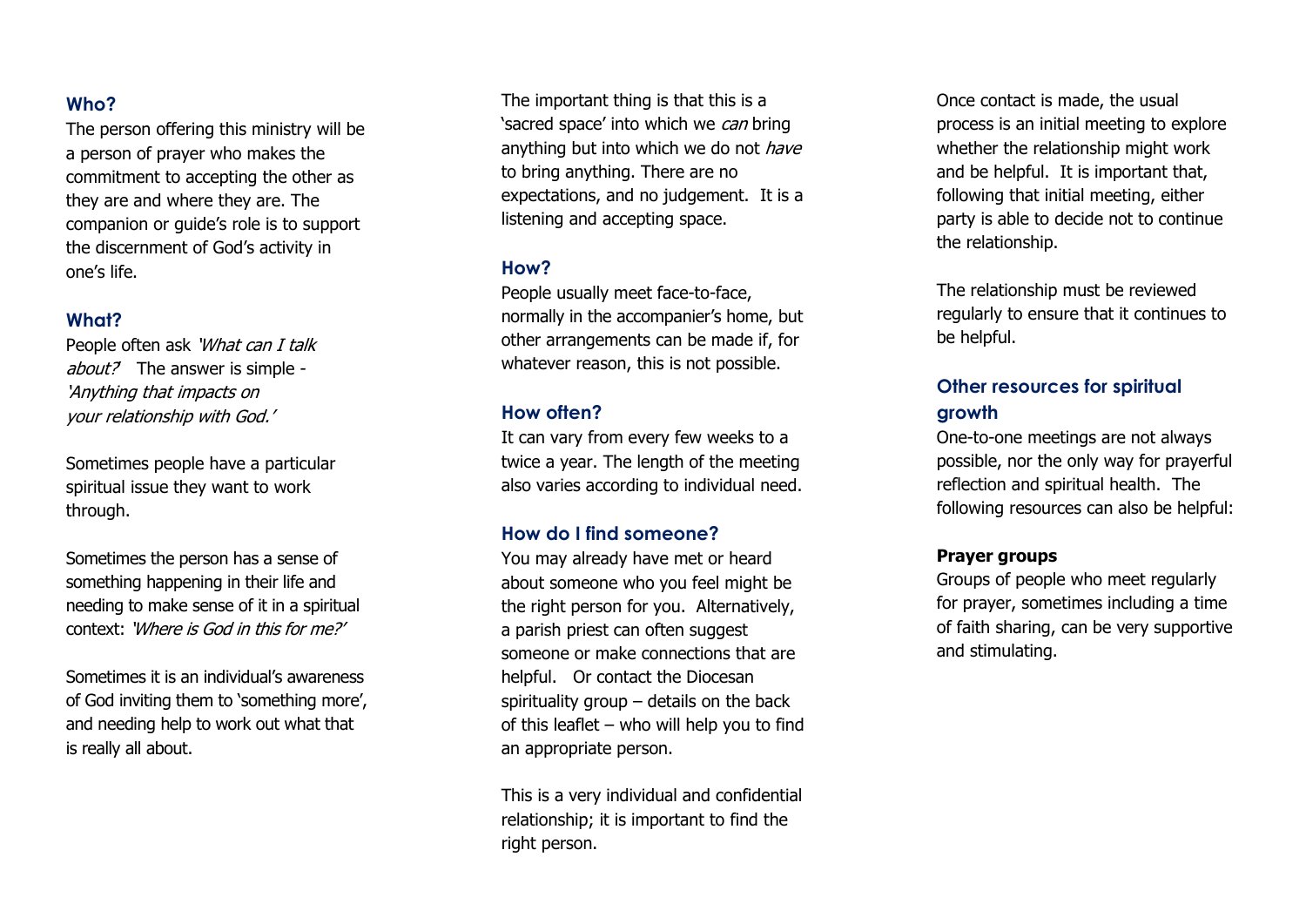## Who?

The person offering this ministry will be a person of prayer who makes the commitment to accepting the other as they are and where they are. The companion or guide's role is to support the discernment of God's activity in one's life.

## What?

People often ask *'What can I talk about?'* The answer is simple - *'Anything that impacts on your relationship with God.'*

Sometimes people have a particular spiritual issue they want to work through.

Sometimes the person has a sense of something happening in their life and needing to make sense of it in a spiritual context: *'Where is God in this for me?'*

Sometimes it is an individual's awareness of God inviting them to 'something more', and needing help to work out what that is really all about.

The important thing is that this is a 'sacred space' into which we *can* bring anything but into which we do not *have* to bring anything. There are no expectations, and no judgement. It is a listening and accepting space.

## How?

People usually meet face-to-face, normally in the accompanier's home, but other arrangements can be made if, for whatever reason, this is not possible.

## How often?

It can vary from every few weeks to a twice a year. The length of the meeting also varies according to individual need.

## How do I find someone?

You may already have met or heard about someone who you feel might be the right person for you. Alternatively, a parish priest can often suggest someone or make connections that are helpful. Or contact the Diocesan spirituality group – details on the back of this leaflet – who will help you to find an appropriate person.

This is a very individual and confidential relationship; it is important to find the right person.

Once contact is made, the usual process is an initial meeting to explore whether the relationship might work and be helpful. It is important that, following that initial meeting, either party is able to decide not to continue the relationship.

The relationship must be reviewed regularly to ensure that it continues to be helpful.

## Other resources for spiritual growth

One-to-one meetings are not always possible, nor the only way for prayerful reflection and spiritual health. The following resources can also be helpful:

**Prayer groups**

Groups of people who meet regularly for prayer, sometimes including a time of faith sharing, can be very supportive and stimulating.